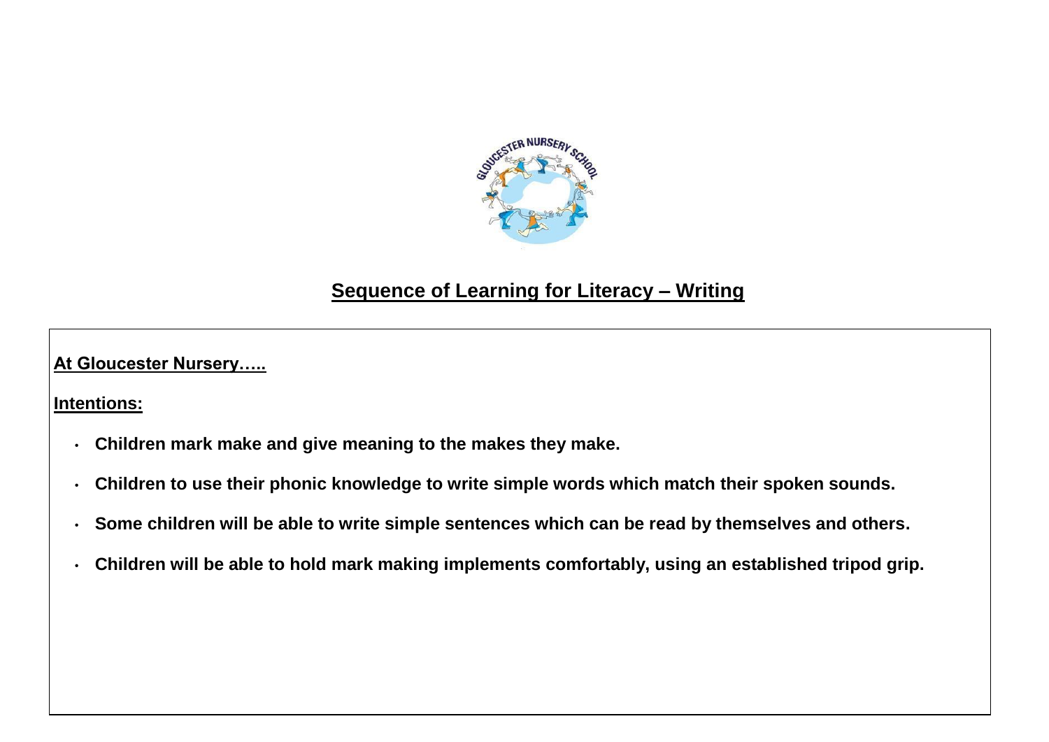# Sequence of Learning for Literacy – Writing

**At Gloucester Nursery…..**

**Intentions:**

- **Children mark make and give meaning to the makes they make.**
- **Children to use their phonic knowledge to write simple words which match their spoken sounds.**
- **Some children will be able to write simple sentences which can be read by themselves and others.**
- **Children will be able to hold mark making implements comfortably, using an established tripod grip.**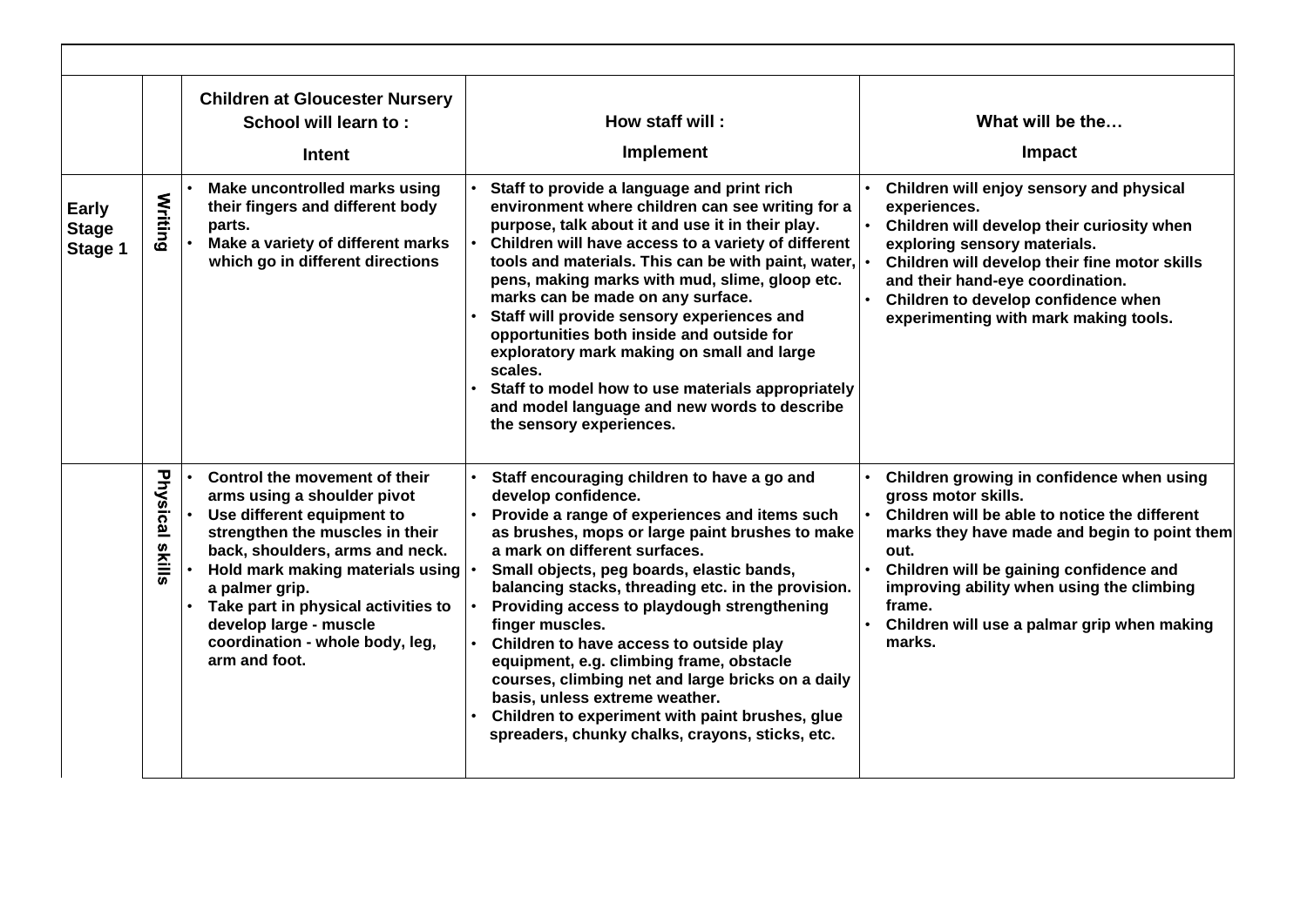| | | Children at Gloucester Nursery School will learn to : Intent | How staff will : Implement | What will be the… Impact |
|---|---|---|---|---|
| **Early Stage Stage 1** | **Writing** | • Make uncontrolled marks using their fingers and different body parts.<br>• Make a variety of different marks which go in different directions | • Staff to provide a language and print rich environment where children can see writing for a purpose, talk about it and use it in their play.<br>• Children will have access to a variety of different tools and materials. This can be with paint, water, pens, making marks with mud, slime, gloop etc. marks can be made on any surface.<br>• Staff will provide sensory experiences and opportunities both inside and outside for exploratory mark making on small and large scales.<br>• Staff to model how to use materials appropriately and model language and new words to describe the sensory experiences. | • Children will enjoy sensory and physical experiences.<br>• Children will develop their curiosity when exploring sensory materials.<br>• Children will develop their fine motor skills and their hand-eye coordination.<br>• Children to develop confidence when experimenting with mark making tools. |
| | **Physical skills** | • Control the movement of their arms using a shoulder pivot<br>• Use different equipment to strengthen the muscles in their back, shoulders, arms and neck.<br>• Hold mark making materials using a palmer grip.<br>• Take part in physical activities to develop large - muscle coordination - whole body, leg, arm and foot. | • Staff encouraging children to have a go and develop confidence.<br>• Provide a range of experiences and items such as brushes, mops or large paint brushes to make a mark on different surfaces.<br>• Small objects, peg boards, elastic bands, balancing stacks, threading etc. in the provision.<br>• Providing access to playdough strengthening finger muscles.<br>• Children to have access to outside play equipment, e.g. climbing frame, obstacle courses, climbing net and large bricks on a daily basis, unless extreme weather.<br>• Children to experiment with paint brushes, glue spreaders, chunky chalks, crayons, sticks, etc. | • Children growing in confidence when using gross motor skills.<br>• Children will be able to notice the different marks they have made and begin to point them out.<br>• Children will be gaining confidence and improving ability when using the climbing frame.<br>• Children will use a palmar grip when making marks. |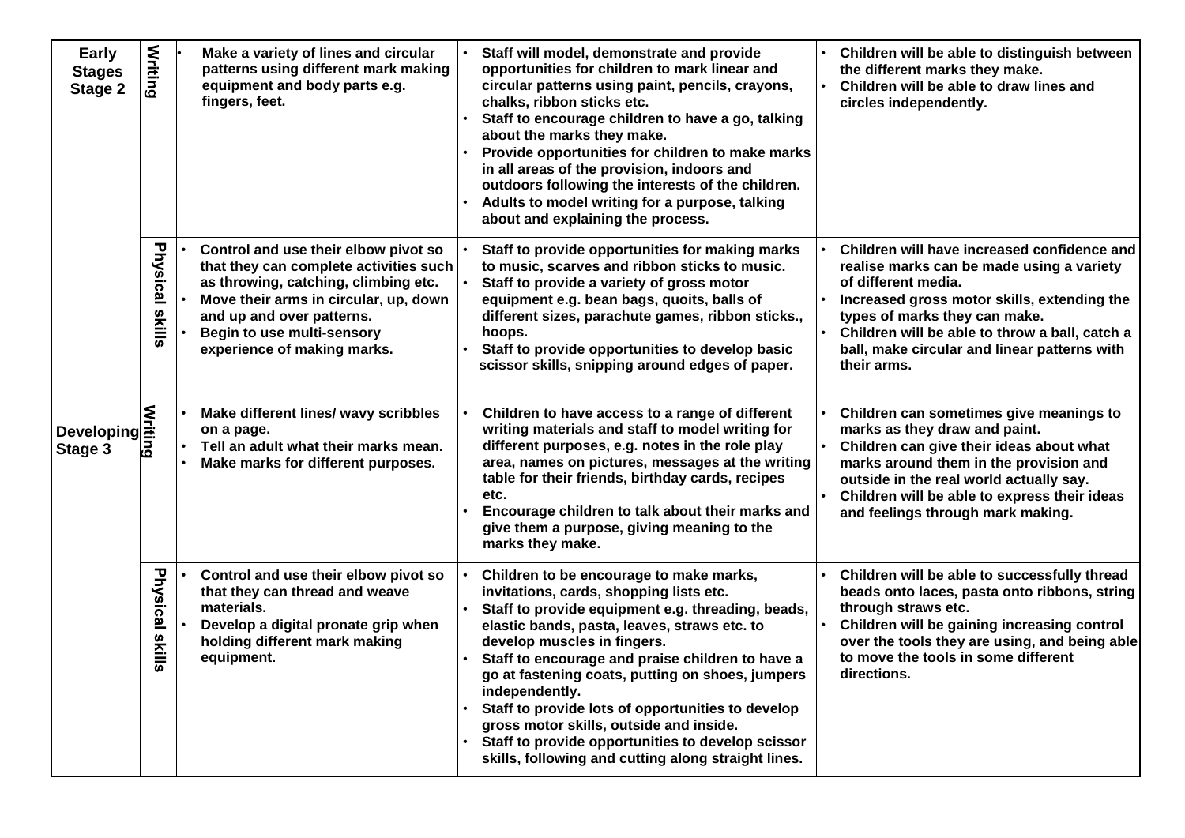| | | | | |
|---|---|---|---|---|
| **Early Stages Stage 2** | **Writing** | • **Make a variety of lines and circular patterns using different mark making equipment and body parts e.g. fingers, feet.** | • **Staff will model, demonstrate and provide opportunities for children to mark linear and circular patterns using paint, pencils, crayons, chalks, ribbon sticks etc.**<br>• **Staff to encourage children to have a go, talking about the marks they make.**<br>• **Provide opportunities for children to make marks in all areas of the provision, indoors and outdoors following the interests of the children.**<br>• **Adults to model writing for a purpose, talking about and explaining the process.** | • **Children will be able to distinguish between the different marks they make.**<br>• **Children will be able to draw lines and circles independently.** |
| | **Physical skills** | • **Control and use their elbow pivot so that they can complete activities such as throwing, catching, climbing etc.**<br>• **Move their arms in circular, up, down and up and over patterns.**<br>• **Begin to use multi-sensory experience of making marks.** | • **Staff to provide opportunities for making marks to music, scarves and ribbon sticks to music.**<br>• **Staff to provide a variety of gross motor equipment e.g. bean bags, quoits, balls of different sizes, parachute games, ribbon sticks., hoops.**<br>• **Staff to provide opportunities to develop basic scissor skills, snipping around edges of paper.** | • **Children will have increased confidence and realise marks can be made using a variety of different media.**<br>• **Increased gross motor skills, extending the types of marks they can make.**<br>• **Children will be able to throw a ball, catch a ball, make circular and linear patterns with their arms.** |
| **Developing Stage 3** | **Writing** | • **Make different lines/ wavy scribbles on a page.**<br>• **Tell an adult what their marks mean.**<br>• **Make marks for different purposes.** | • **Children to have access to a range of different writing materials and staff to model writing for different purposes, e.g. notes in the role play area, names on pictures, messages at the writing table for their friends, birthday cards, recipes etc.**<br>• **Encourage children to talk about their marks and give them a purpose, giving meaning to the marks they make.** | • **Children can sometimes give meanings to marks as they draw and paint.**<br>• **Children can give their ideas about what marks around them in the provision and outside in the real world actually say.**<br>• **Children will be able to express their ideas and feelings through mark making.** |
| | **Physical skills** | • **Control and use their elbow pivot so that they can thread and weave materials.**<br>• **Develop a digital pronate grip when holding different mark making equipment.** | • **Children to be encourage to make marks, invitations, cards, shopping lists etc.**<br>• **Staff to provide equipment e.g. threading, beads, elastic bands, pasta, leaves, straws etc. to develop muscles in fingers.**<br>• **Staff to encourage and praise children to have a go at fastening coats, putting on shoes, jumpers independently.**<br>• **Staff to provide lots of opportunities to develop gross motor skills, outside and inside.**<br>• **Staff to provide opportunities to develop scissor skills, following and cutting along straight lines.** | • **Children will be able to successfully thread beads onto laces, pasta onto ribbons, string through straws etc.**<br>• **Children will be gaining increasing control over the tools they are using, and being able to move the tools in some different directions.** |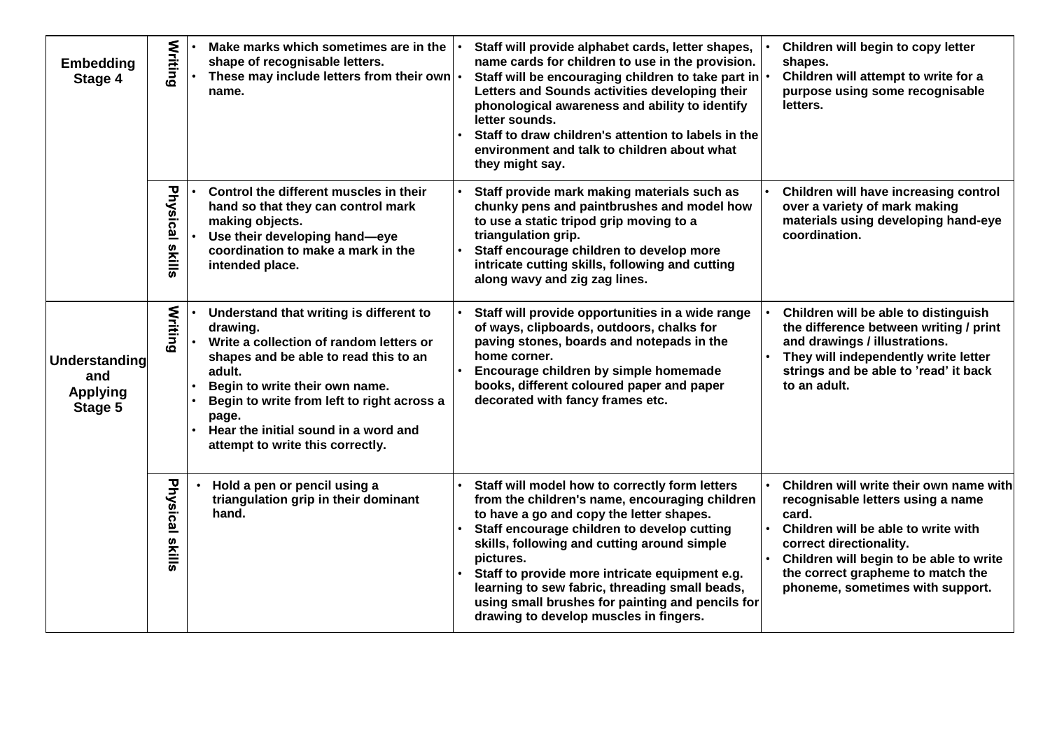| | | | | |
|---|---|---|---|---|
| **Embedding Stage 4** | **Writing** | • Make marks which sometimes are in the shape of recognisable letters.<br>• These may include letters from their own name. | • Staff will provide alphabet cards, letter shapes, name cards for children to use in the provision.<br>• Staff will be encouraging children to take part in Letters and Sounds activities developing their phonological awareness and ability to identify letter sounds.<br>• Staff to draw children's attention to labels in the environment and talk to children about what they might say. | • Children will begin to copy letter shapes.<br>• Children will attempt to write for a purpose using some recognisable letters. |
| | **Physical skills** | • Control the different muscles in their hand so that they can control mark making objects.<br>• Use their developing hand—eye coordination to make a mark in the intended place. | • Staff provide mark making materials such as chunky pens and paintbrushes and model how to use a static tripod grip moving to a triangulation grip.<br>• Staff encourage children to develop more intricate cutting skills, following and cutting along wavy and zig zag lines. | • Children will have increasing control over a variety of mark making materials using developing hand-eye coordination. |
| **Understanding and Applying Stage 5** | **Writing** | • Understand that writing is different to drawing.<br>• Write a collection of random letters or shapes and be able to read this to an adult.<br>• Begin to write their own name.<br>• Begin to write from left to right across a page.<br>• Hear the initial sound in a word and attempt to write this correctly. | • Staff will provide opportunities in a wide range of ways, clipboards, outdoors, chalks for paving stones, boards and notepads in the home corner.<br>• Encourage children by simple homemade books, different coloured paper and paper decorated with fancy frames etc. | • Children will be able to distinguish the difference between writing / print and drawings / illustrations.<br>• They will independently write letter strings and be able to 'read' it back to an adult. |
| | **Physical skills** | • Hold a pen or pencil using a triangulation grip in their dominant hand. | • Staff will model how to correctly form letters from the children's name, encouraging children to have a go and copy the letter shapes.<br>• Staff encourage children to develop cutting skills, following and cutting around simple pictures.<br>• Staff to provide more intricate equipment e.g. learning to sew fabric, threading small beads, using small brushes for painting and pencils for drawing to develop muscles in fingers. | • Children will write their own name with recognisable letters using a name card.<br>• Children will be able to write with correct directionality.<br>• Children will begin to be able to write the correct grapheme to match the phoneme, sometimes with support. |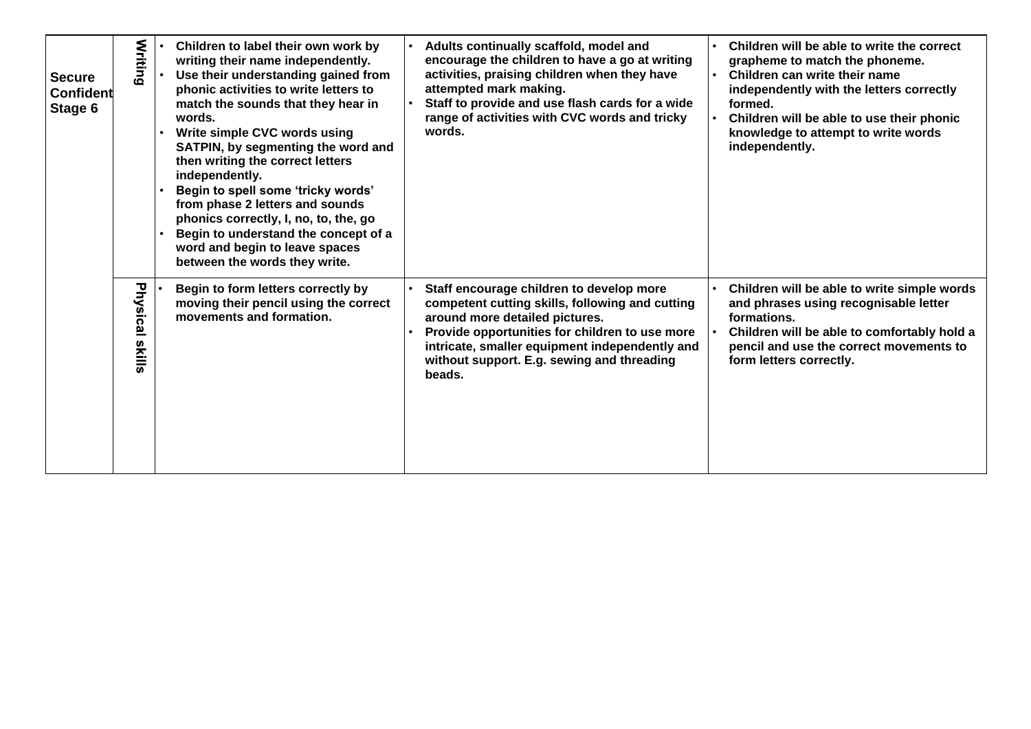| | | | | |
|---|---|---|---|---|
| **Secure Confident Stage 6** | **Writing** | • **Children to label their own work by writing their name independently.**<br>• **Use their understanding gained from phonic activities to write letters to match the sounds that they hear in words.**<br>• **Write simple CVC words using SATPIN, by segmenting the word and then writing the correct letters independently.**<br>• **Begin to spell some 'tricky words' from phase 2 letters and sounds phonics correctly, I, no, to, the, go**<br>• **Begin to understand the concept of a word and begin to leave spaces between the words they write.** | • **Adults continually scaffold, model and encourage the children to have a go at writing activities, praising children when they have attempted mark making.**<br>• **Staff to provide and use flash cards for a wide range of activities with CVC words and tricky words.** | • **Children will be able to write the correct grapheme to match the phoneme.**<br>• **Children can write their name independently with the letters correctly formed.**<br>• **Children will be able to use their phonic knowledge to attempt to write words independently.** |
| | **Physical skills** | • **Begin to form letters correctly by moving their pencil using the correct movements and formation.** | • **Staff encourage children to develop more competent cutting skills, following and cutting around more detailed pictures.**<br>• **Provide opportunities for children to use more intricate, smaller equipment independently and without support. E.g. sewing and threading beads.** | • **Children will be able to write simple words and phrases using recognisable letter formations.**<br>• **Children will be able to comfortably hold a pencil and use the correct movements to form letters correctly.** |